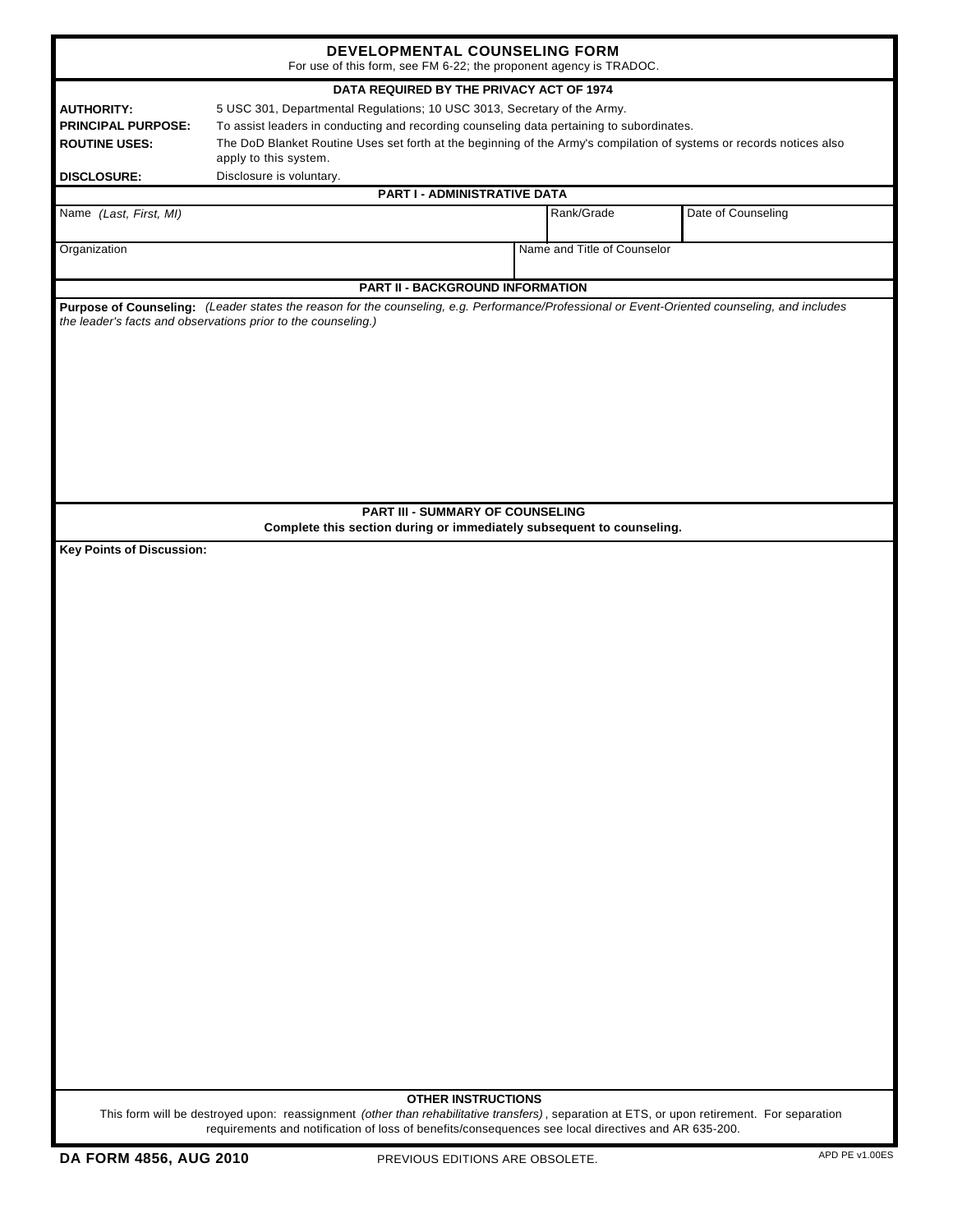# DEVELOPMENTAL COUNSELING FORM

For use of this form, see FM 6-22; the proponent agency is TRADOC.

## DATA REQUIRED BY THE PRIVACY ACT OF 1974

| | |
|---|---|
| **AUTHORITY:** | 5 USC 301, Departmental Regulations; 10 USC 3013, Secretary of the Army. |
| **PRINCIPAL PURPOSE:** | To assist leaders in conducting and recording counseling data pertaining to subordinates. |
| **ROUTINE USES:** | The DoD Blanket Routine Uses set forth at the beginning of the Army's compilation of systems or records notices also apply to this system. |
| **DISCLOSURE:** | Disclosure is voluntary. |

## PART I - ADMINISTRATIVE DATA

| Name *(Last, First, MI)* | Rank/Grade | Date of Counseling |
|---|---|---|
| | | |

| Organization | Name and Title of Counselor |
|---|---|
| | |

## PART II - BACKGROUND INFORMATION

**Purpose of Counseling:** *(Leader states the reason for the counseling, e.g. Performance/Professional or Event-Oriented counseling, and includes the leader's facts and observations prior to the counseling.)*

## PART III - SUMMARY OF COUNSELING

**Complete this section during or immediately subsequent to counseling.**

**Key Points of Discussion:**

**OTHER INSTRUCTIONS**

This form will be destroyed upon: reassignment *(other than rehabilitative transfers)*, separation at ETS, or upon retirement. For separation requirements and notification of loss of benefits/consequences see local directives and AR 635-200.

**DA FORM 4856, AUG 2010** PREVIOUS EDITIONS ARE OBSOLETE. APD PE v1.00ES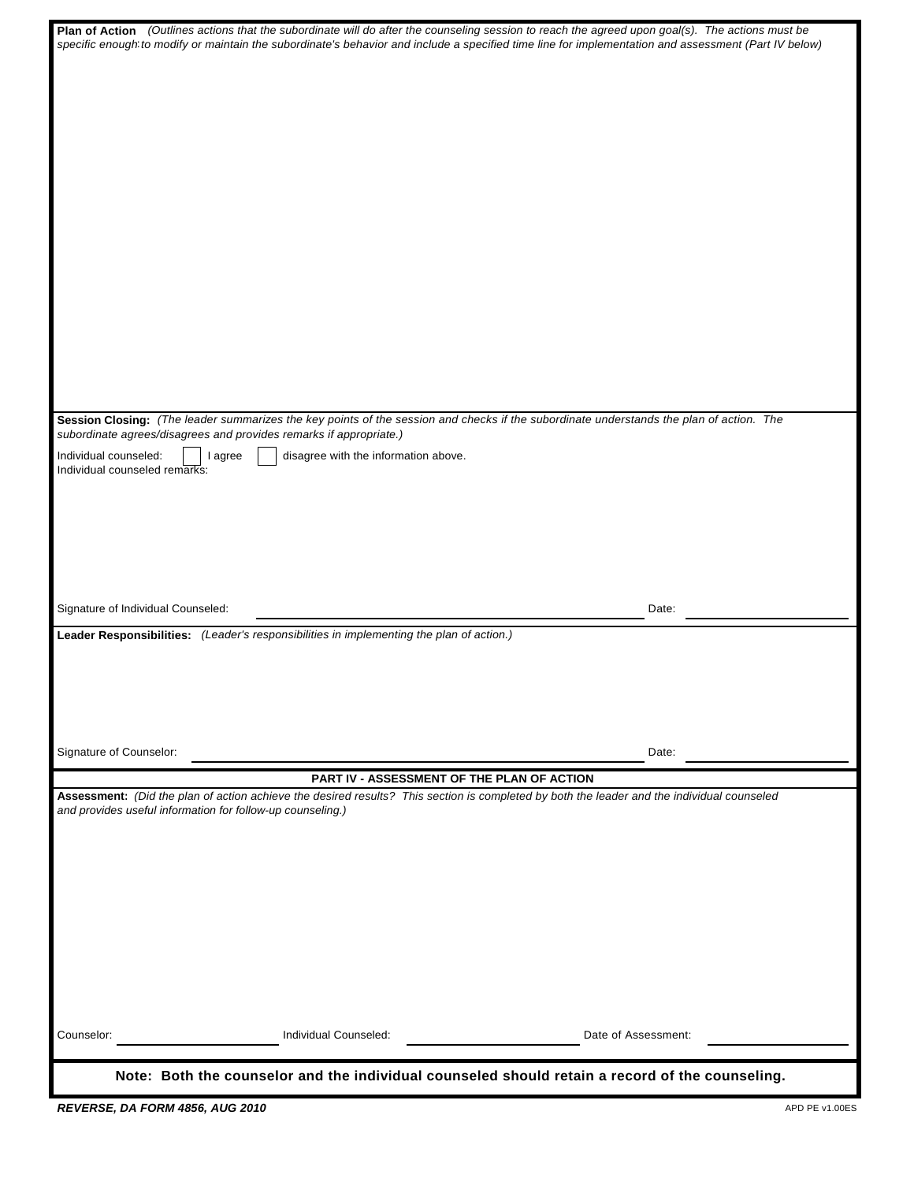**Plan of Action** *(Outlines actions that the subordinate will do after the counseling session to reach the agreed upon goal(s). The actions must be specific enough to modify or maintain the subordinate's behavior and include a specified time line for implementation and assessment (Part IV below)*

**Session Closing:** *(The leader summarizes the key points of the session and checks if the subordinate understands the plan of action. The subordinate agrees/disagrees and provides remarks if appropriate.)*

Individual counseled: ☐ I agree ☐ disagree with the information above.

Individual counseled remarks:

Signature of Individual Counseled: \_\_\_\_\_\_\_\_\_\_\_\_\_\_\_\_\_\_\_\_ Date: \_\_\_\_\_\_\_\_\_\_

**Leader Responsibilities:** *(Leader's responsibilities in implementing the plan of action.)*

Signature of Counselor: \_\_\_\_\_\_\_\_\_\_\_\_\_\_\_\_\_\_\_\_ Date: \_\_\_\_\_\_\_\_\_\_

## PART IV - ASSESSMENT OF THE PLAN OF ACTION

**Assessment:** *(Did the plan of action achieve the desired results? This section is completed by both the leader and the individual counseled and provides useful information for follow-up counseling.)*

Counselor: \_\_\_\_\_\_\_\_\_\_ Individual Counseled: \_\_\_\_\_\_\_\_\_\_ Date of Assessment: \_\_\_\_\_\_\_\_\_\_

**Note: Both the counselor and the individual counseled should retain a record of the counseling.**

***REVERSE, DA FORM 4856, AUG 2010*** APD PE v1.00ES